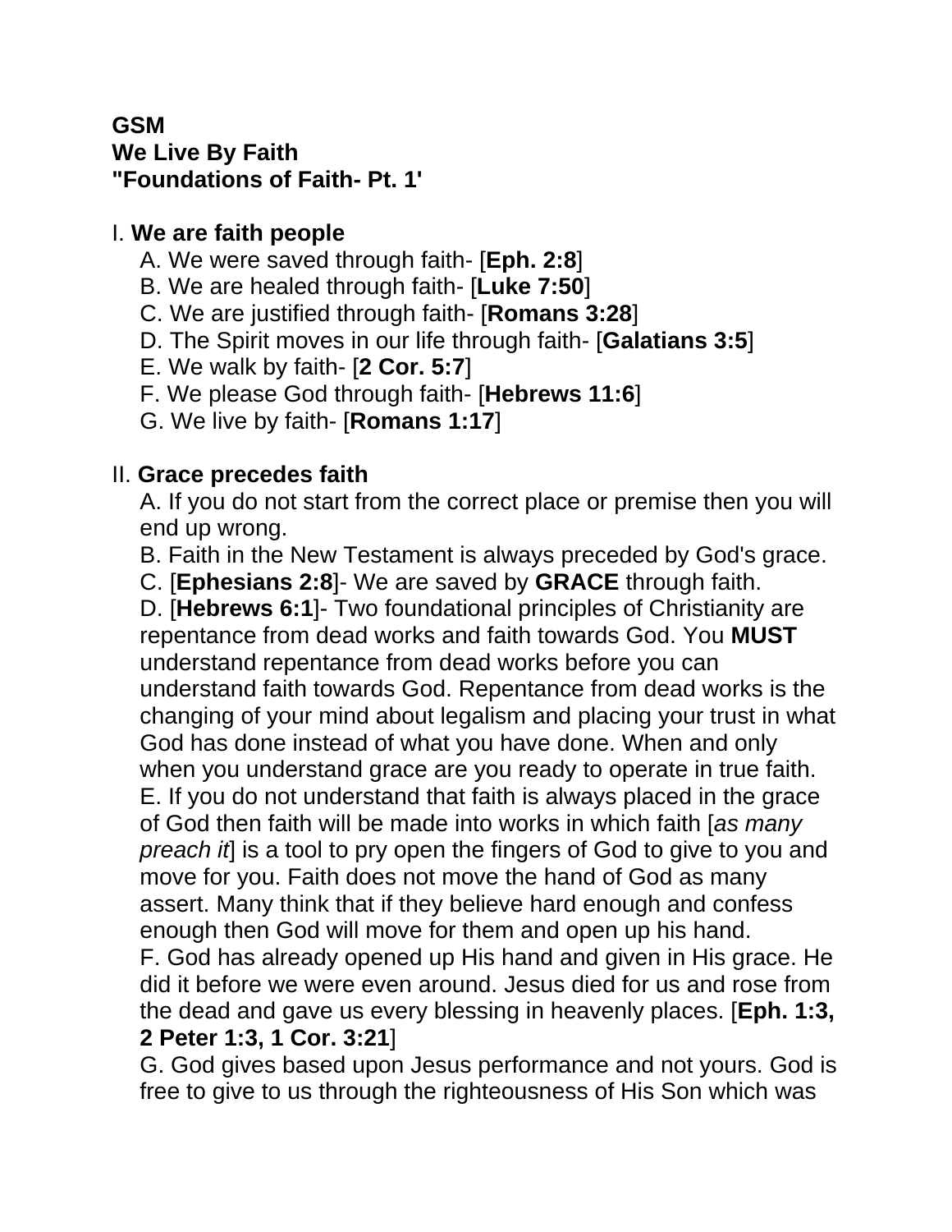**GSM**
**We Live By Faith**
**"Foundations of Faith- Pt. 1'**

I. **We are faith people**

A. We were saved through faith- [**Eph. 2:8**]
B. We are healed through faith- [**Luke 7:50**]
C. We are justified through faith- [**Romans 3:28**]
D. The Spirit moves in our life through faith- [**Galatians 3:5**]
E. We walk by faith- [**2 Cor. 5:7**]
F. We please God through faith- [**Hebrews 11:6**]
G. We live by faith- [**Romans 1:17**]

II. **Grace precedes faith**

A. If you do not start from the correct place or premise then you will end up wrong.
B. Faith in the New Testament is always preceded by God's grace.
C. [**Ephesians 2:8**]- We are saved by **GRACE** through faith.
D. [**Hebrews 6:1**]- Two foundational principles of Christianity are repentance from dead works and faith towards God. You **MUST** understand repentance from dead works before you can understand faith towards God. Repentance from dead works is the changing of your mind about legalism and placing your trust in what God has done instead of what you have done. When and only when you understand grace are you ready to operate in true faith.
E. If you do not understand that faith is always placed in the grace of God then faith will be made into works in which faith [*as many preach it*] is a tool to pry open the fingers of God to give to you and move for you. Faith does not move the hand of God as many assert. Many think that if they believe hard enough and confess enough then God will move for them and open up his hand.
F. God has already opened up His hand and given in His grace. He did it before we were even around. Jesus died for us and rose from the dead and gave us every blessing in heavenly places. [**Eph. 1:3, 2 Peter 1:3, 1 Cor. 3:21**]
G. God gives based upon Jesus performance and not yours. God is free to give to us through the righteousness of His Son which was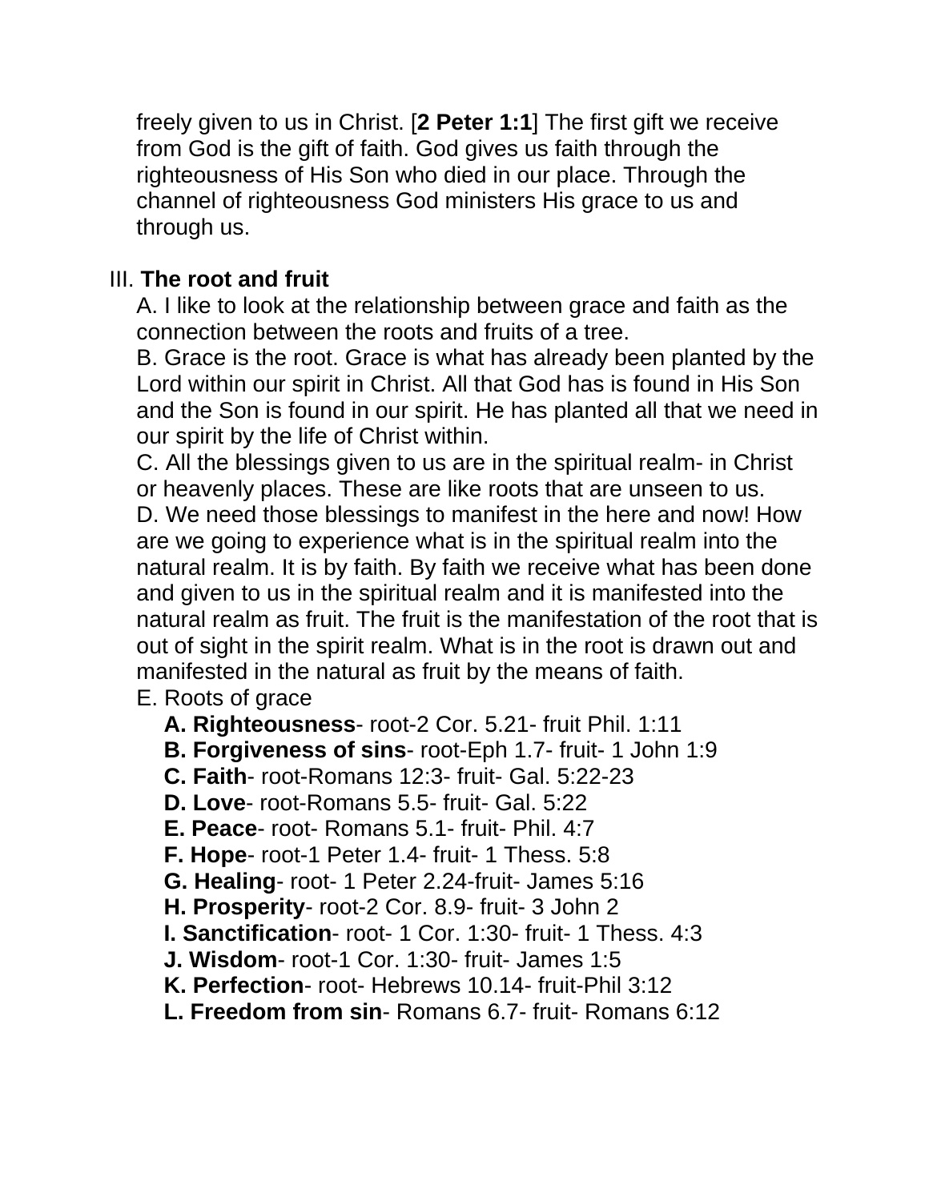freely given to us in Christ. [**2 Peter 1:1**] The first gift we receive from God is the gift of faith. God gives us faith through the righteousness of His Son who died in our place. Through the channel of righteousness God ministers His grace to us and through us.

III. **The root and fruit**

A. I like to look at the relationship between grace and faith as the connection between the roots and fruits of a tree.

B. Grace is the root. Grace is what has already been planted by the Lord within our spirit in Christ. All that God has is found in His Son and the Son is found in our spirit. He has planted all that we need in our spirit by the life of Christ within.

C. All the blessings given to us are in the spiritual realm- in Christ or heavenly places. These are like roots that are unseen to us.

D. We need those blessings to manifest in the here and now! How are we going to experience what is in the spiritual realm into the natural realm. It is by faith. By faith we receive what has been done and given to us in the spiritual realm and it is manifested into the natural realm as fruit. The fruit is the manifestation of the root that is out of sight in the spirit realm. What is in the root is drawn out and manifested in the natural as fruit by the means of faith.

E. Roots of grace

- **A. Righteousness**- root-2 Cor. 5.21- fruit Phil. 1:11
- **B. Forgiveness of sins**- root-Eph 1.7- fruit- 1 John 1:9
- **C. Faith**- root-Romans 12:3- fruit- Gal. 5:22-23
- **D. Love**- root-Romans 5.5- fruit- Gal. 5:22
- **E. Peace**- root- Romans 5.1- fruit- Phil. 4:7
- **F. Hope**- root-1 Peter 1.4- fruit- 1 Thess. 5:8
- **G. Healing**- root- 1 Peter 2.24-fruit- James 5:16
- **H. Prosperity**- root-2 Cor. 8.9- fruit- 3 John 2
- **I. Sanctification**- root- 1 Cor. 1:30- fruit- 1 Thess. 4:3
- **J. Wisdom**- root-1 Cor. 1:30- fruit- James 1:5
- **K. Perfection**- root- Hebrews 10.14- fruit-Phil 3:12
- **L. Freedom from sin**- Romans 6.7- fruit- Romans 6:12